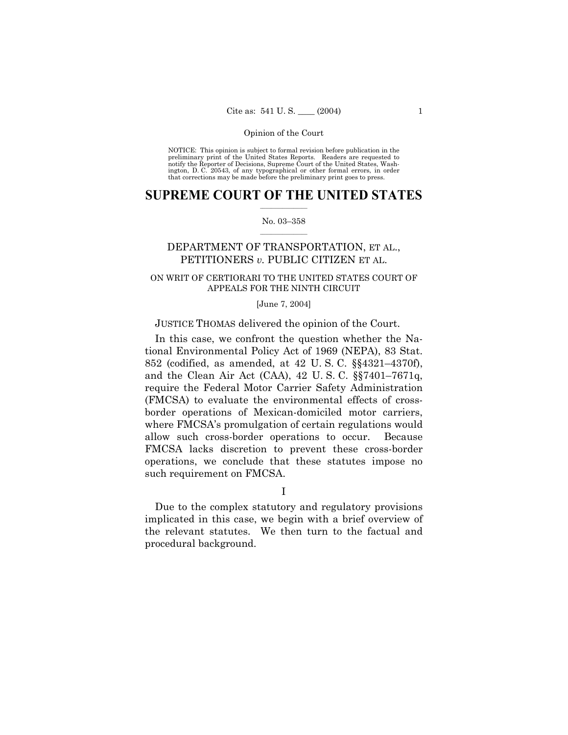NOTICE: This opinion is subject to formal revision before publication in the preliminary print of the United States Reports. Readers are requested to notify the Reporter of Decisions, Supreme Court of the United States, Washington, D. C. 20543, of any typographical or other formal errors, in order that corrections may be made before the preliminary print goes to press.

# SUPREME COURT OF THE UNITED STATES

No. 03–358

## DEPARTMENT OF TRANSPORTATION, ET AL., PETITIONERS *v.* PUBLIC CITIZEN ET AL.

ON WRIT OF CERTIORARI TO THE UNITED STATES COURT OF APPEALS FOR THE NINTH CIRCUIT

[June 7, 2004]

JUSTICE THOMAS delivered the opinion of the Court.

In this case, we confront the question whether the National Environmental Policy Act of 1969 (NEPA), 83 Stat. 852 (codified, as amended, at 42 U. S. C. §§4321–4370f), and the Clean Air Act (CAA), 42 U. S. C. §§7401–7671q, require the Federal Motor Carrier Safety Administration (FMCSA) to evaluate the environmental effects of cross-border operations of Mexican-domiciled motor carriers, where FMCSA's promulgation of certain regulations would allow such cross-border operations to occur. Because FMCSA lacks discretion to prevent these cross-border operations, we conclude that these statutes impose no such requirement on FMCSA.

I

Due to the complex statutory and regulatory provisions implicated in this case, we begin with a brief overview of the relevant statutes. We then turn to the factual and procedural background.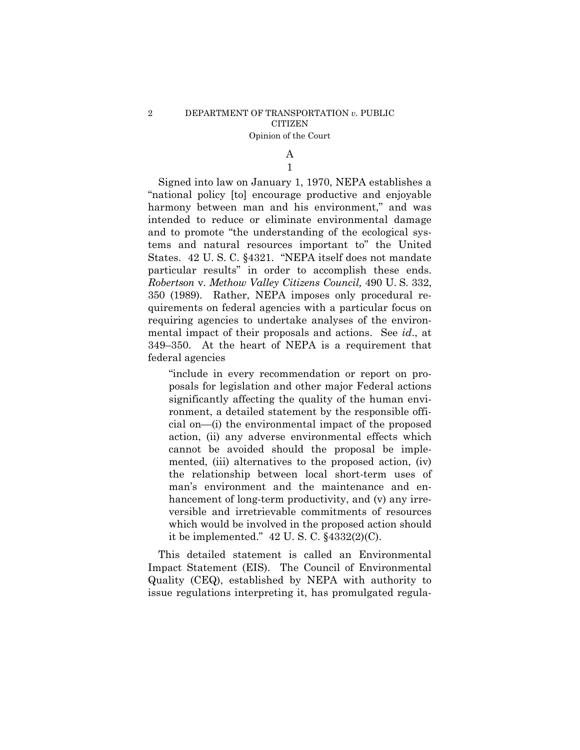### A

#### 1

Signed into law on January 1, 1970, NEPA establishes a "national policy [to] encourage productive and enjoyable harmony between man and his environment," and was intended to reduce or eliminate environmental damage and to promote "the understanding of the ecological systems and natural resources important to" the United States. 42 U. S. C. §4321. "NEPA itself does not mandate particular results" in order to accomplish these ends. *Robertson* v. *Methow Valley Citizens Council,* 490 U. S. 332, 350 (1989). Rather, NEPA imposes only procedural requirements on federal agencies with a particular focus on requiring agencies to undertake analyses of the environmental impact of their proposals and actions. See *id*., at 349–350. At the heart of NEPA is a requirement that federal agencies

> "include in every recommendation or report on proposals for legislation and other major Federal actions significantly affecting the quality of the human environment, a detailed statement by the responsible official on—(i) the environmental impact of the proposed action, (ii) any adverse environmental effects which cannot be avoided should the proposal be implemented, (iii) alternatives to the proposed action, (iv) the relationship between local short-term uses of man's environment and the maintenance and enhancement of long-term productivity, and (v) any irreversible and irretrievable commitments of resources which would be involved in the proposed action should it be implemented." 42 U. S. C. §4332(2)(C).

This detailed statement is called an Environmental Impact Statement (EIS). The Council of Environmental Quality (CEQ), established by NEPA with authority to issue regulations interpreting it, has promulgated regula-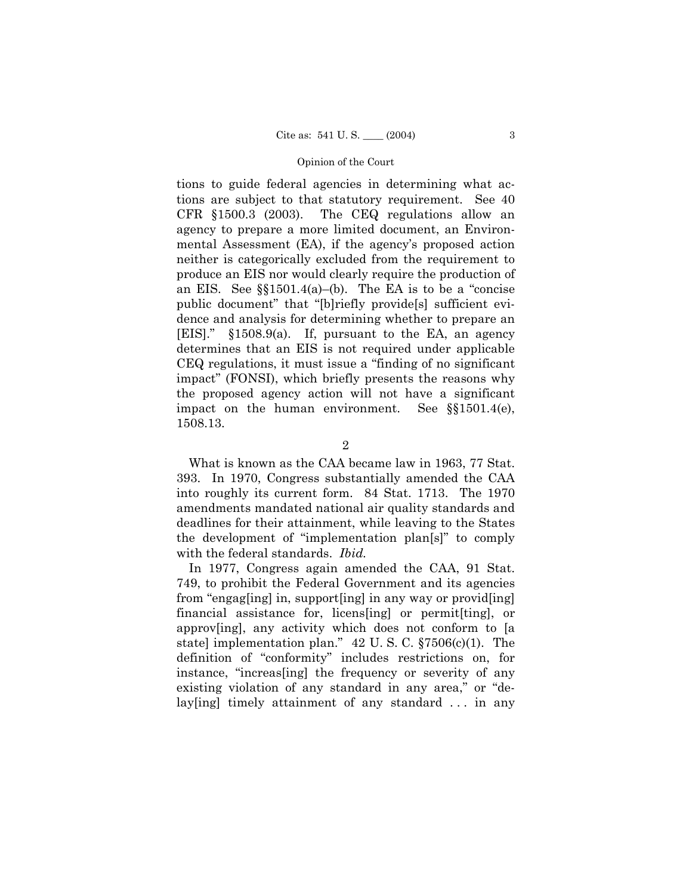tions to guide federal agencies in determining what actions are subject to that statutory requirement. See 40 CFR §1500.3 (2003). The CEQ regulations allow an agency to prepare a more limited document, an Environmental Assessment (EA), if the agency's proposed action neither is categorically excluded from the requirement to produce an EIS nor would clearly require the production of an EIS. See §§1501.4(a)–(b). The EA is to be a "concise public document" that "[b]riefly provide[s] sufficient evidence and analysis for determining whether to prepare an [EIS]." §1508.9(a). If, pursuant to the EA, an agency determines that an EIS is not required under applicable CEQ regulations, it must issue a "finding of no significant impact" (FONSI), which briefly presents the reasons why the proposed agency action will not have a significant impact on the human environment. See §§1501.4(e), 1508.13.

2

What is known as the CAA became law in 1963, 77 Stat. 393. In 1970, Congress substantially amended the CAA into roughly its current form. 84 Stat. 1713. The 1970 amendments mandated national air quality standards and deadlines for their attainment, while leaving to the States the development of "implementation plan[s]" to comply with the federal standards. *Ibid.*

In 1977, Congress again amended the CAA, 91 Stat. 749, to prohibit the Federal Government and its agencies from "engag[ing] in, support[ing] in any way or provid[ing] financial assistance for, licens[ing] or permit[ting], or approv[ing], any activity which does not conform to [a state] implementation plan." 42 U. S. C. §7506(c)(1). The definition of "conformity" includes restrictions on, for instance, "increas[ing] the frequency or severity of any existing violation of any standard in any area," or "delay[ing] timely attainment of any standard . . . in any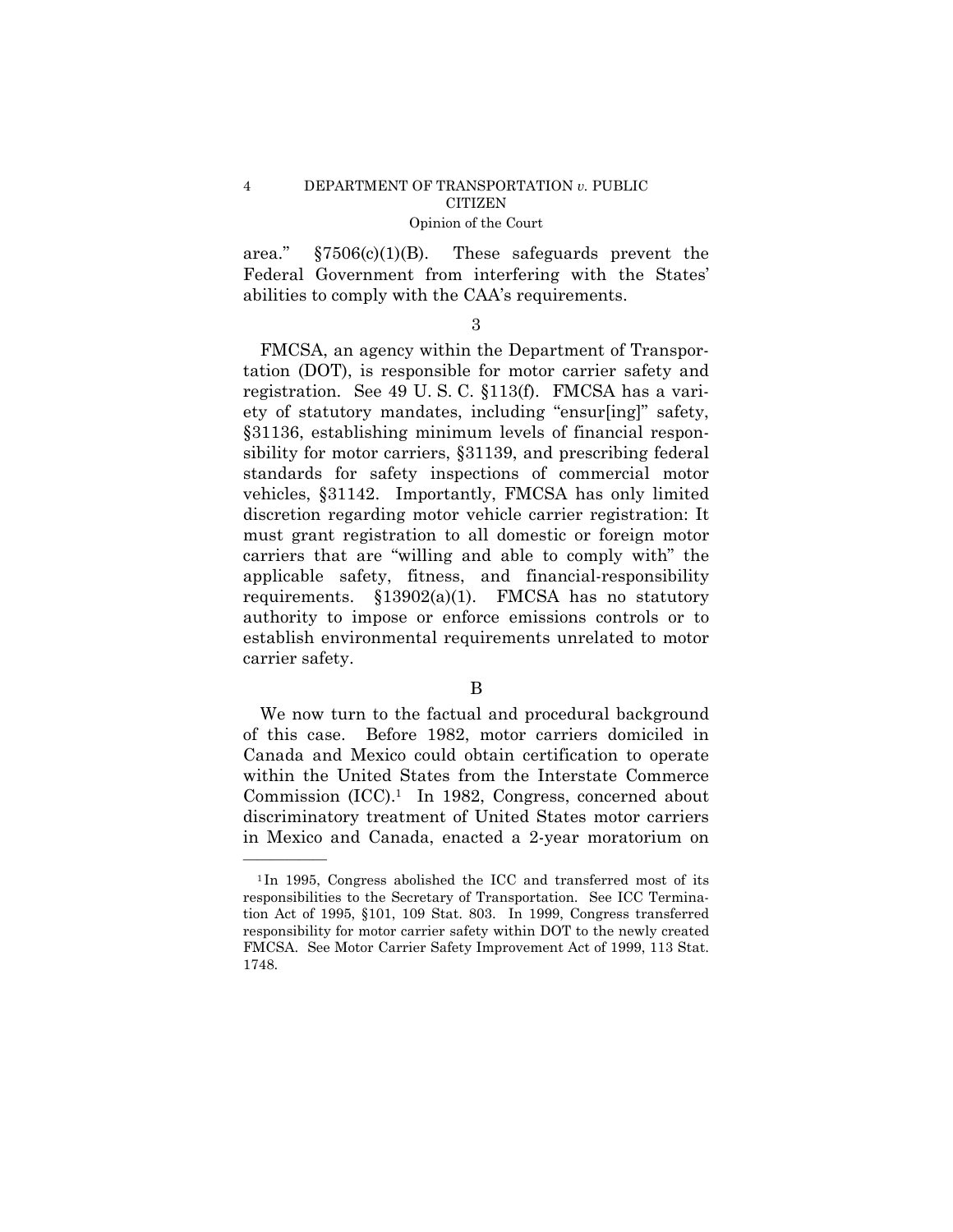area." §7506(c)(1)(B). These safeguards prevent the Federal Government from interfering with the States' abilities to comply with the CAA's requirements.

3

FMCSA, an agency within the Department of Transportation (DOT), is responsible for motor carrier safety and registration. See 49 U. S. C. §113(f). FMCSA has a variety of statutory mandates, including "ensur[ing]" safety, §31136, establishing minimum levels of financial responsibility for motor carriers, §31139, and prescribing federal standards for safety inspections of commercial motor vehicles, §31142. Importantly, FMCSA has only limited discretion regarding motor vehicle carrier registration: It must grant registration to all domestic or foreign motor carriers that are "willing and able to comply with" the applicable safety, fitness, and financial-responsibility requirements. §13902(a)(1). FMCSA has no statutory authority to impose or enforce emissions controls or to establish environmental requirements unrelated to motor carrier safety.

B

We now turn to the factual and procedural background of this case. Before 1982, motor carriers domiciled in Canada and Mexico could obtain certification to operate within the United States from the Interstate Commerce Commission (ICC).[1] In 1982, Congress, concerned about discriminatory treatment of United States motor carriers in Mexico and Canada, enacted a 2-year moratorium on

---

[1] In 1995, Congress abolished the ICC and transferred most of its responsibilities to the Secretary of Transportation. See ICC Termination Act of 1995, §101, 109 Stat. 803. In 1999, Congress transferred responsibility for motor carrier safety within DOT to the newly created FMCSA. See Motor Carrier Safety Improvement Act of 1999, 113 Stat. 1748.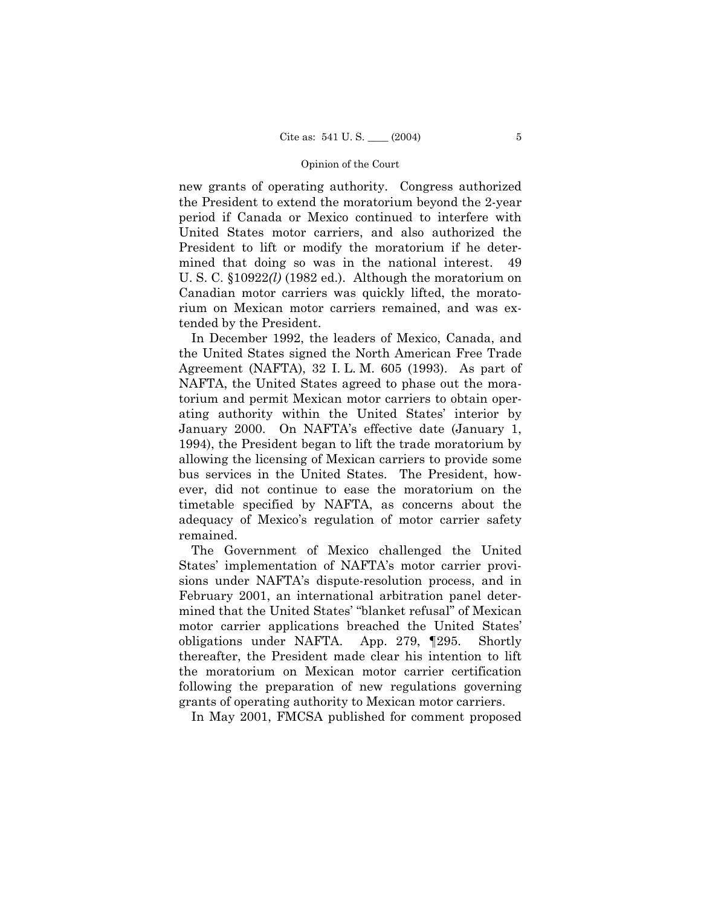new grants of operating authority. Congress authorized the President to extend the moratorium beyond the 2-year period if Canada or Mexico continued to interfere with United States motor carriers, and also authorized the President to lift or modify the moratorium if he determined that doing so was in the national interest. 49 U. S. C. §10922*(l)* (1982 ed.). Although the moratorium on Canadian motor carriers was quickly lifted, the moratorium on Mexican motor carriers remained, and was extended by the President.

In December 1992, the leaders of Mexico, Canada, and the United States signed the North American Free Trade Agreement (NAFTA), 32 I. L. M. 605 (1993). As part of NAFTA, the United States agreed to phase out the moratorium and permit Mexican motor carriers to obtain operating authority within the United States' interior by January 2000. On NAFTA's effective date (January 1, 1994), the President began to lift the trade moratorium by allowing the licensing of Mexican carriers to provide some bus services in the United States. The President, however, did not continue to ease the moratorium on the timetable specified by NAFTA, as concerns about the adequacy of Mexico's regulation of motor carrier safety remained.

The Government of Mexico challenged the United States' implementation of NAFTA's motor carrier provisions under NAFTA's dispute-resolution process, and in February 2001, an international arbitration panel determined that the United States' "blanket refusal" of Mexican motor carrier applications breached the United States' obligations under NAFTA. App. 279, ¶295. Shortly thereafter, the President made clear his intention to lift the moratorium on Mexican motor carrier certification following the preparation of new regulations governing grants of operating authority to Mexican motor carriers.

In May 2001, FMCSA published for comment proposed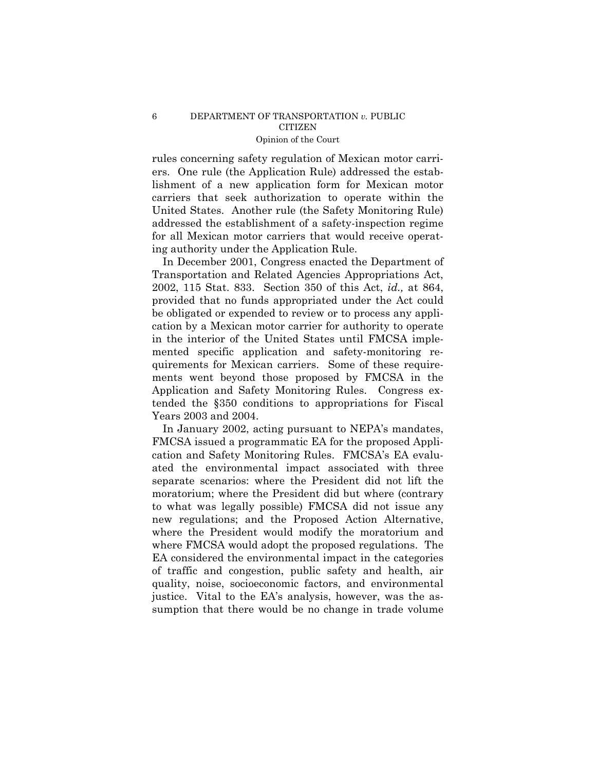rules concerning safety regulation of Mexican motor carriers. One rule (the Application Rule) addressed the establishment of a new application form for Mexican motor carriers that seek authorization to operate within the United States. Another rule (the Safety Monitoring Rule) addressed the establishment of a safety-inspection regime for all Mexican motor carriers that would receive operating authority under the Application Rule.

In December 2001, Congress enacted the Department of Transportation and Related Agencies Appropriations Act, 2002, 115 Stat. 833. Section 350 of this Act, *id.,* at 864, provided that no funds appropriated under the Act could be obligated or expended to review or to process any application by a Mexican motor carrier for authority to operate in the interior of the United States until FMCSA implemented specific application and safety-monitoring requirements for Mexican carriers. Some of these requirements went beyond those proposed by FMCSA in the Application and Safety Monitoring Rules. Congress extended the §350 conditions to appropriations for Fiscal Years 2003 and 2004.

In January 2002, acting pursuant to NEPA's mandates, FMCSA issued a programmatic EA for the proposed Application and Safety Monitoring Rules. FMCSA's EA evaluated the environmental impact associated with three separate scenarios: where the President did not lift the moratorium; where the President did but where (contrary to what was legally possible) FMCSA did not issue any new regulations; and the Proposed Action Alternative, where the President would modify the moratorium and where FMCSA would adopt the proposed regulations. The EA considered the environmental impact in the categories of traffic and congestion, public safety and health, air quality, noise, socioeconomic factors, and environmental justice. Vital to the EA's analysis, however, was the assumption that there would be no change in trade volume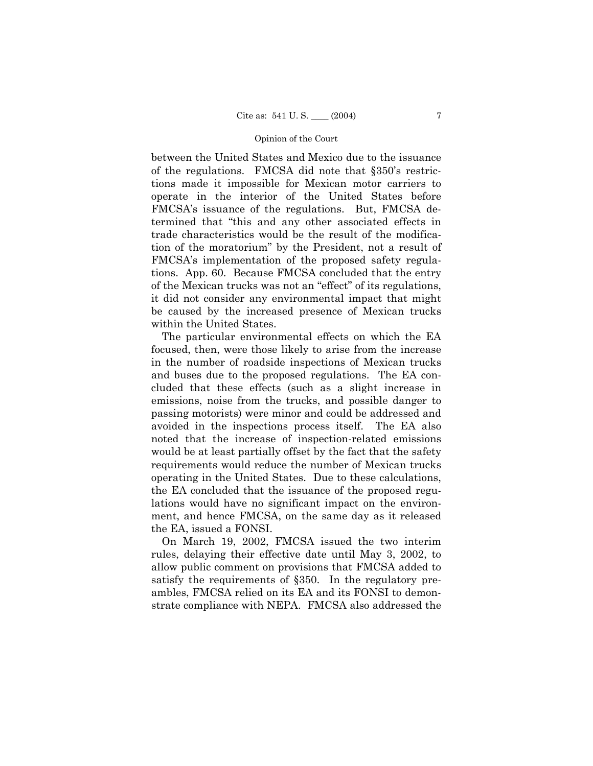between the United States and Mexico due to the issuance of the regulations. FMCSA did note that §350's restrictions made it impossible for Mexican motor carriers to operate in the interior of the United States before FMCSA's issuance of the regulations. But, FMCSA determined that "this and any other associated effects in trade characteristics would be the result of the modification of the moratorium" by the President, not a result of FMCSA's implementation of the proposed safety regulations. App. 60. Because FMCSA concluded that the entry of the Mexican trucks was not an "effect" of its regulations, it did not consider any environmental impact that might be caused by the increased presence of Mexican trucks within the United States.

The particular environmental effects on which the EA focused, then, were those likely to arise from the increase in the number of roadside inspections of Mexican trucks and buses due to the proposed regulations. The EA concluded that these effects (such as a slight increase in emissions, noise from the trucks, and possible danger to passing motorists) were minor and could be addressed and avoided in the inspections process itself. The EA also noted that the increase of inspection-related emissions would be at least partially offset by the fact that the safety requirements would reduce the number of Mexican trucks operating in the United States. Due to these calculations, the EA concluded that the issuance of the proposed regulations would have no significant impact on the environment, and hence FMCSA, on the same day as it released the EA, issued a FONSI.

On March 19, 2002, FMCSA issued the two interim rules, delaying their effective date until May 3, 2002, to allow public comment on provisions that FMCSA added to satisfy the requirements of §350. In the regulatory preambles, FMCSA relied on its EA and its FONSI to demonstrate compliance with NEPA. FMCSA also addressed the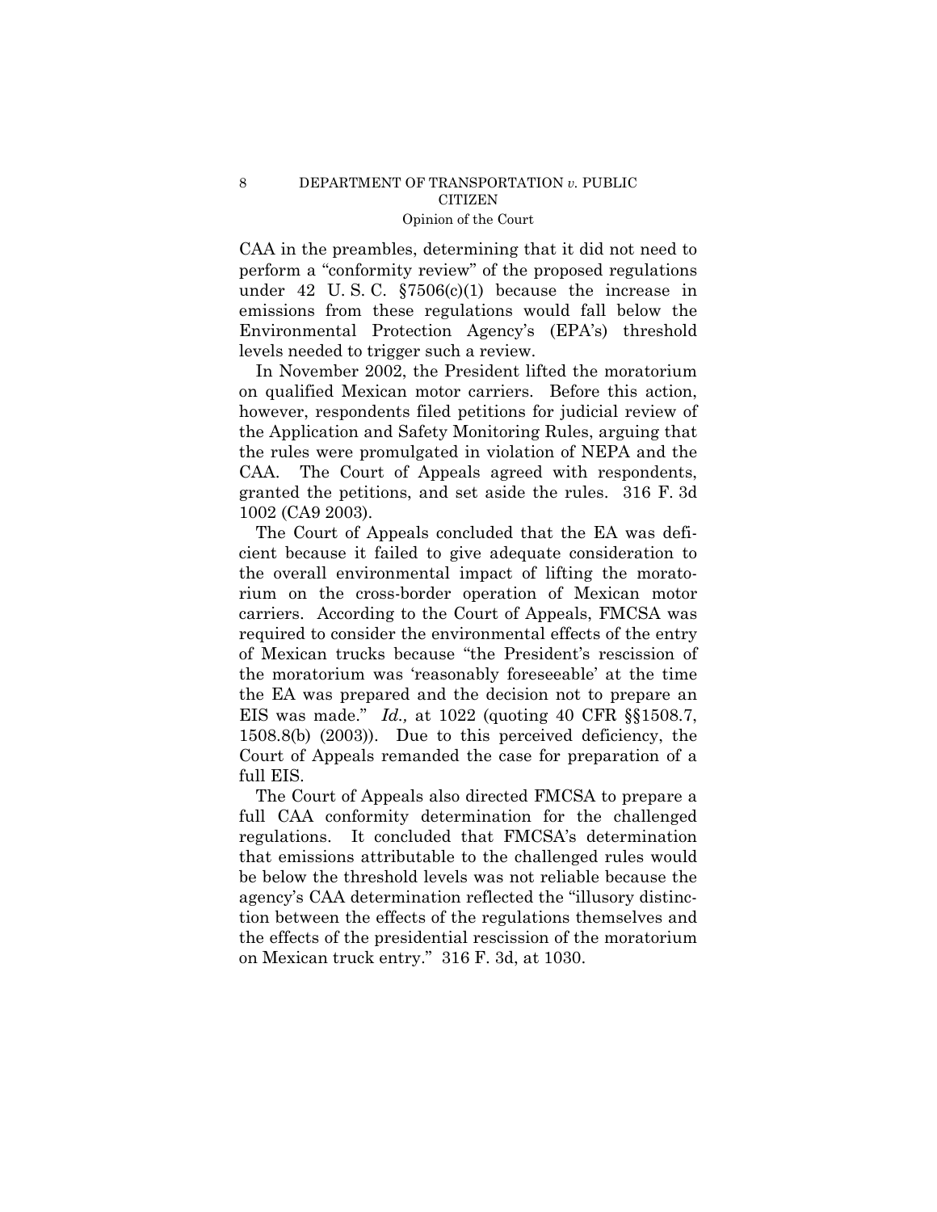CAA in the preambles, determining that it did not need to perform a "conformity review" of the proposed regulations under 42 U. S. C. §7506(c)(1) because the increase in emissions from these regulations would fall below the Environmental Protection Agency's (EPA's) threshold levels needed to trigger such a review.

In November 2002, the President lifted the moratorium on qualified Mexican motor carriers. Before this action, however, respondents filed petitions for judicial review of the Application and Safety Monitoring Rules, arguing that the rules were promulgated in violation of NEPA and the CAA. The Court of Appeals agreed with respondents, granted the petitions, and set aside the rules. 316 F. 3d 1002 (CA9 2003).

The Court of Appeals concluded that the EA was deficient because it failed to give adequate consideration to the overall environmental impact of lifting the moratorium on the cross-border operation of Mexican motor carriers. According to the Court of Appeals, FMCSA was required to consider the environmental effects of the entry of Mexican trucks because "the President's rescission of the moratorium was 'reasonably foreseeable' at the time the EA was prepared and the decision not to prepare an EIS was made." *Id.,* at 1022 (quoting 40 CFR §§1508.7, 1508.8(b) (2003)). Due to this perceived deficiency, the Court of Appeals remanded the case for preparation of a full EIS.

The Court of Appeals also directed FMCSA to prepare a full CAA conformity determination for the challenged regulations. It concluded that FMCSA's determination that emissions attributable to the challenged rules would be below the threshold levels was not reliable because the agency's CAA determination reflected the "illusory distinction between the effects of the regulations themselves and the effects of the presidential rescission of the moratorium on Mexican truck entry." 316 F. 3d, at 1030.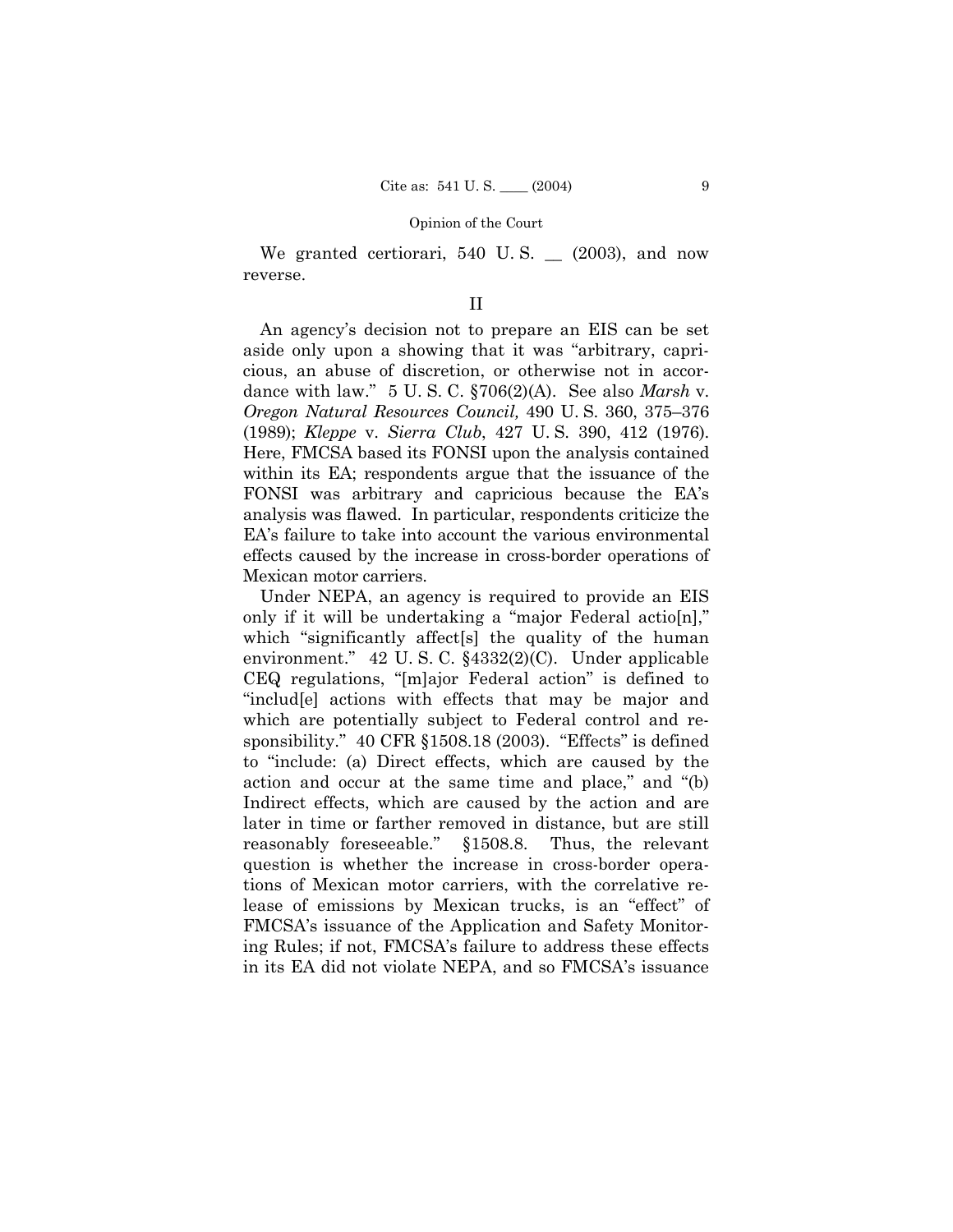We granted certiorari, 540 U. S. __ (2003), and now reverse.

## II

An agency's decision not to prepare an EIS can be set aside only upon a showing that it was "arbitrary, capricious, an abuse of discretion, or otherwise not in accordance with law." 5 U. S. C. §706(2)(A). See also *Marsh* v. *Oregon Natural Resources Council,* 490 U. S. 360, 375–376 (1989); *Kleppe* v. *Sierra Club*, 427 U. S. 390, 412 (1976). Here, FMCSA based its FONSI upon the analysis contained within its EA; respondents argue that the issuance of the FONSI was arbitrary and capricious because the EA's analysis was flawed. In particular, respondents criticize the EA's failure to take into account the various environmental effects caused by the increase in cross-border operations of Mexican motor carriers.

Under NEPA, an agency is required to provide an EIS only if it will be undertaking a "major Federal actio[n]," which "significantly affect[s] the quality of the human environment." 42 U. S. C. §4332(2)(C). Under applicable CEQ regulations, "[m]ajor Federal action" is defined to "includ[e] actions with effects that may be major and which are potentially subject to Federal control and responsibility." 40 CFR §1508.18 (2003). "Effects" is defined to "include: (a) Direct effects, which are caused by the action and occur at the same time and place," and "(b) Indirect effects, which are caused by the action and are later in time or farther removed in distance, but are still reasonably foreseeable." §1508.8. Thus, the relevant question is whether the increase in cross-border operations of Mexican motor carriers, with the correlative release of emissions by Mexican trucks, is an "effect" of FMCSA's issuance of the Application and Safety Monitoring Rules; if not, FMCSA's failure to address these effects in its EA did not violate NEPA, and so FMCSA's issuance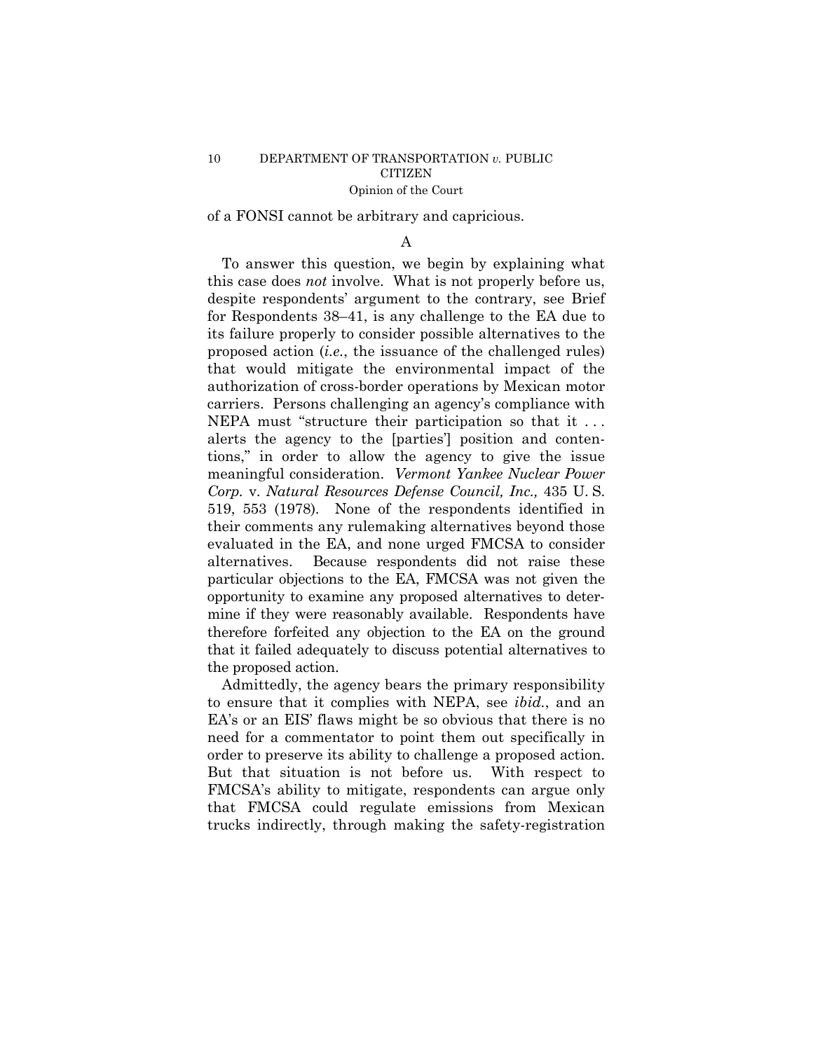of a FONSI cannot be arbitrary and capricious.

A

To answer this question, we begin by explaining what this case does *not* involve. What is not properly before us, despite respondents' argument to the contrary, see Brief for Respondents 38–41, is any challenge to the EA due to its failure properly to consider possible alternatives to the proposed action (*i.e.*, the issuance of the challenged rules) that would mitigate the environmental impact of the authorization of cross-border operations by Mexican motor carriers. Persons challenging an agency's compliance with NEPA must "structure their participation so that it . . . alerts the agency to the [parties'] position and contentions," in order to allow the agency to give the issue meaningful consideration. *Vermont Yankee Nuclear Power Corp.* v. *Natural Resources Defense Council, Inc.,* 435 U. S. 519, 553 (1978). None of the respondents identified in their comments any rulemaking alternatives beyond those evaluated in the EA, and none urged FMCSA to consider alternatives. Because respondents did not raise these particular objections to the EA, FMCSA was not given the opportunity to examine any proposed alternatives to determine if they were reasonably available. Respondents have therefore forfeited any objection to the EA on the ground that it failed adequately to discuss potential alternatives to the proposed action.

Admittedly, the agency bears the primary responsibility to ensure that it complies with NEPA, see *ibid.*, and an EA's or an EIS' flaws might be so obvious that there is no need for a commentator to point them out specifically in order to preserve its ability to challenge a proposed action. But that situation is not before us. With respect to FMCSA's ability to mitigate, respondents can argue only that FMCSA could regulate emissions from Mexican trucks indirectly, through making the safety-registration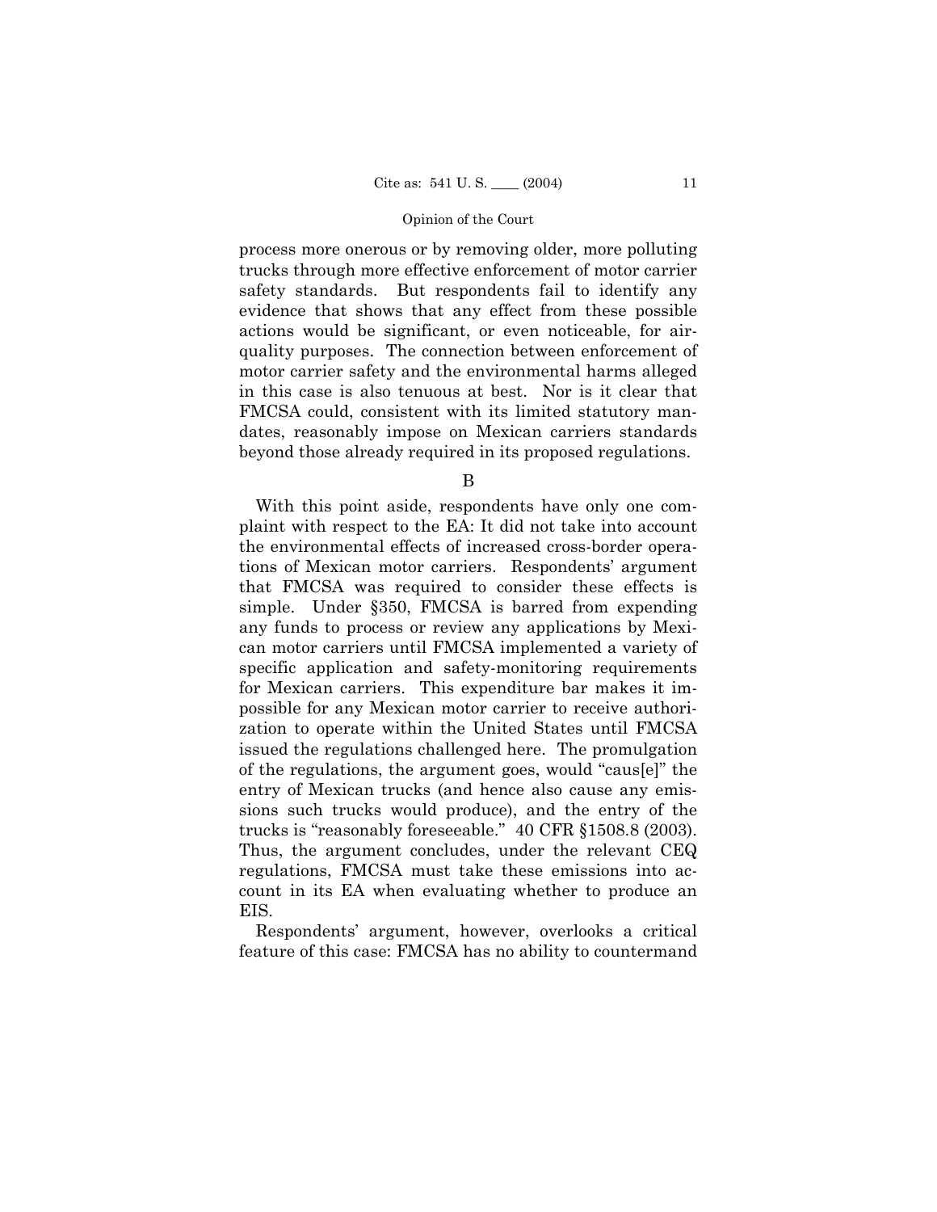process more onerous or by removing older, more polluting trucks through more effective enforcement of motor carrier safety standards. But respondents fail to identify any evidence that shows that any effect from these possible actions would be significant, or even noticeable, for air-quality purposes. The connection between enforcement of motor carrier safety and the environmental harms alleged in this case is also tenuous at best. Nor is it clear that FMCSA could, consistent with its limited statutory mandates, reasonably impose on Mexican carriers standards beyond those already required in its proposed regulations.

### B

With this point aside, respondents have only one complaint with respect to the EA: It did not take into account the environmental effects of increased cross-border operations of Mexican motor carriers. Respondents' argument that FMCSA was required to consider these effects is simple. Under §350, FMCSA is barred from expending any funds to process or review any applications by Mexican motor carriers until FMCSA implemented a variety of specific application and safety-monitoring requirements for Mexican carriers. This expenditure bar makes it impossible for any Mexican motor carrier to receive authorization to operate within the United States until FMCSA issued the regulations challenged here. The promulgation of the regulations, the argument goes, would "caus[e]" the entry of Mexican trucks (and hence also cause any emissions such trucks would produce), and the entry of the trucks is "reasonably foreseeable." 40 CFR §1508.8 (2003). Thus, the argument concludes, under the relevant CEQ regulations, FMCSA must take these emissions into account in its EA when evaluating whether to produce an EIS.

Respondents' argument, however, overlooks a critical feature of this case: FMCSA has no ability to countermand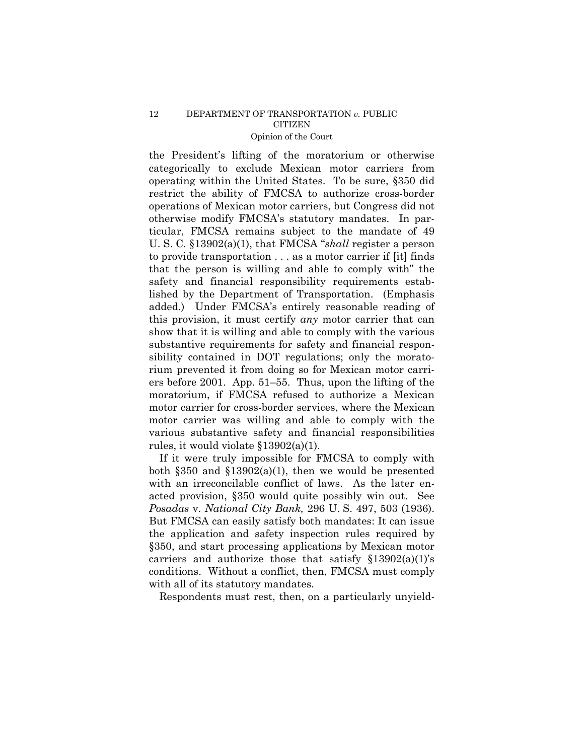the President's lifting of the moratorium or otherwise categorically to exclude Mexican motor carriers from operating within the United States. To be sure, §350 did restrict the ability of FMCSA to authorize cross-border operations of Mexican motor carriers, but Congress did not otherwise modify FMCSA's statutory mandates. In particular, FMCSA remains subject to the mandate of 49 U. S. C. §13902(a)(1), that FMCSA "*shall* register a person to provide transportation . . . as a motor carrier if [it] finds that the person is willing and able to comply with" the safety and financial responsibility requirements established by the Department of Transportation. (Emphasis added.) Under FMCSA's entirely reasonable reading of this provision, it must certify *any* motor carrier that can show that it is willing and able to comply with the various substantive requirements for safety and financial responsibility contained in DOT regulations; only the moratorium prevented it from doing so for Mexican motor carriers before 2001. App. 51–55. Thus, upon the lifting of the moratorium, if FMCSA refused to authorize a Mexican motor carrier for cross-border services, where the Mexican motor carrier was willing and able to comply with the various substantive safety and financial responsibilities rules, it would violate §13902(a)(1).

If it were truly impossible for FMCSA to comply with both §350 and §13902(a)(1), then we would be presented with an irreconcilable conflict of laws. As the later enacted provision, §350 would quite possibly win out. See *Posadas* v. *National City Bank,* 296 U. S. 497, 503 (1936). But FMCSA can easily satisfy both mandates: It can issue the application and safety inspection rules required by §350, and start processing applications by Mexican motor carriers and authorize those that satisfy §13902(a)(1)'s conditions. Without a conflict, then, FMCSA must comply with all of its statutory mandates.

Respondents must rest, then, on a particularly unyield-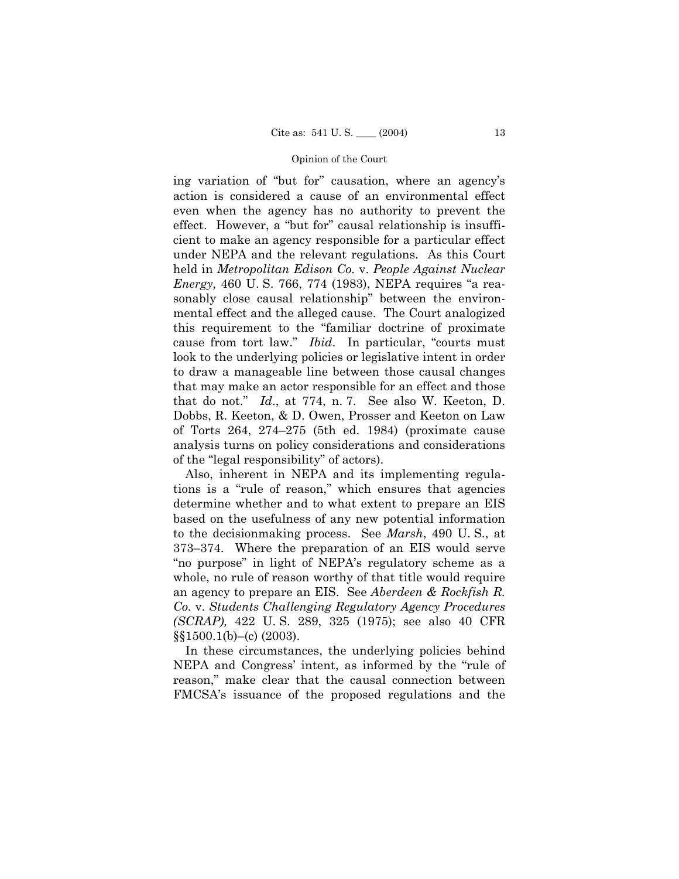ing variation of "but for" causation, where an agency's action is considered a cause of an environmental effect even when the agency has no authority to prevent the effect. However, a "but for" causal relationship is insufficient to make an agency responsible for a particular effect under NEPA and the relevant regulations. As this Court held in *Metropolitan Edison Co.* v. *People Against Nuclear Energy,* 460 U. S. 766, 774 (1983), NEPA requires "a reasonably close causal relationship" between the environmental effect and the alleged cause. The Court analogized this requirement to the "familiar doctrine of proximate cause from tort law." *Ibid*. In particular, "courts must look to the underlying policies or legislative intent in order to draw a manageable line between those causal changes that may make an actor responsible for an effect and those that do not." *Id*., at 774, n. 7. See also W. Keeton, D. Dobbs, R. Keeton, & D. Owen, Prosser and Keeton on Law of Torts 264, 274–275 (5th ed. 1984) (proximate cause analysis turns on policy considerations and considerations of the "legal responsibility" of actors).

Also, inherent in NEPA and its implementing regulations is a "rule of reason," which ensures that agencies determine whether and to what extent to prepare an EIS based on the usefulness of any new potential information to the decisionmaking process. See *Marsh*, 490 U. S., at 373–374. Where the preparation of an EIS would serve "no purpose" in light of NEPA's regulatory scheme as a whole, no rule of reason worthy of that title would require an agency to prepare an EIS. See *Aberdeen & Rockfish R. Co.* v. *Students Challenging Regulatory Agency Procedures (SCRAP),* 422 U. S. 289, 325 (1975); see also 40 CFR §§1500.1(b)–(c) (2003).

In these circumstances, the underlying policies behind NEPA and Congress' intent, as informed by the "rule of reason," make clear that the causal connection between FMCSA's issuance of the proposed regulations and the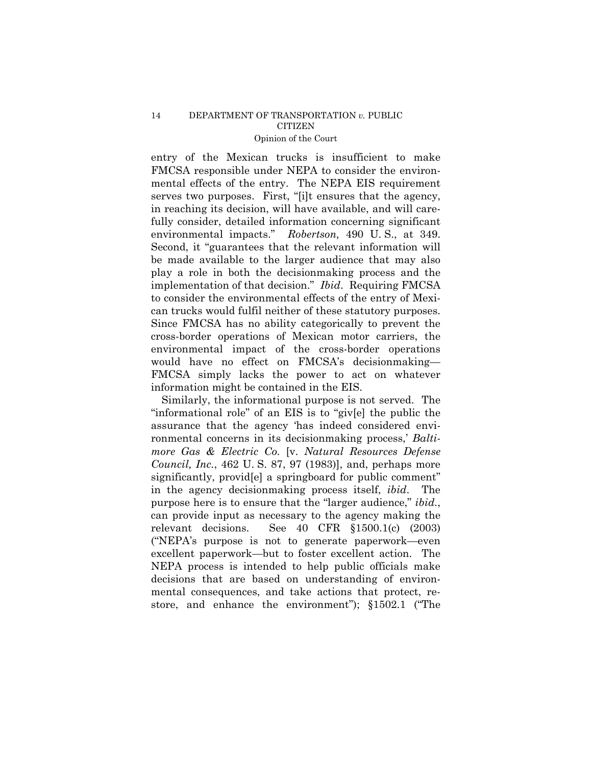entry of the Mexican trucks is insufficient to make FMCSA responsible under NEPA to consider the environmental effects of the entry. The NEPA EIS requirement serves two purposes. First, "[i]t ensures that the agency, in reaching its decision, will have available, and will carefully consider, detailed information concerning significant environmental impacts." *Robertson,* 490 U. S., at 349. Second, it "guarantees that the relevant information will be made available to the larger audience that may also play a role in both the decisionmaking process and the implementation of that decision." *Ibid*. Requiring FMCSA to consider the environmental effects of the entry of Mexican trucks would fulfil neither of these statutory purposes. Since FMCSA has no ability categorically to prevent the cross-border operations of Mexican motor carriers, the environmental impact of the cross-border operations would have no effect on FMCSA's decisionmaking—FMCSA simply lacks the power to act on whatever information might be contained in the EIS.

Similarly, the informational purpose is not served. The "informational role" of an EIS is to "giv[e] the public the assurance that the agency 'has indeed considered environmental concerns in its decisionmaking process,' *Baltimore Gas & Electric Co.* [v. *Natural Resources Defense Council, Inc.*, 462 U. S. 87, 97 (1983)], and, perhaps more significantly, provid[e] a springboard for public comment" in the agency decisionmaking process itself, *ibid*. The purpose here is to ensure that the "larger audience," *ibid.*, can provide input as necessary to the agency making the relevant decisions. See 40 CFR §1500.1(c) (2003) ("NEPA's purpose is not to generate paperwork—even excellent paperwork—but to foster excellent action. The NEPA process is intended to help public officials make decisions that are based on understanding of environmental consequences, and take actions that protect, restore, and enhance the environment"); §1502.1 ("The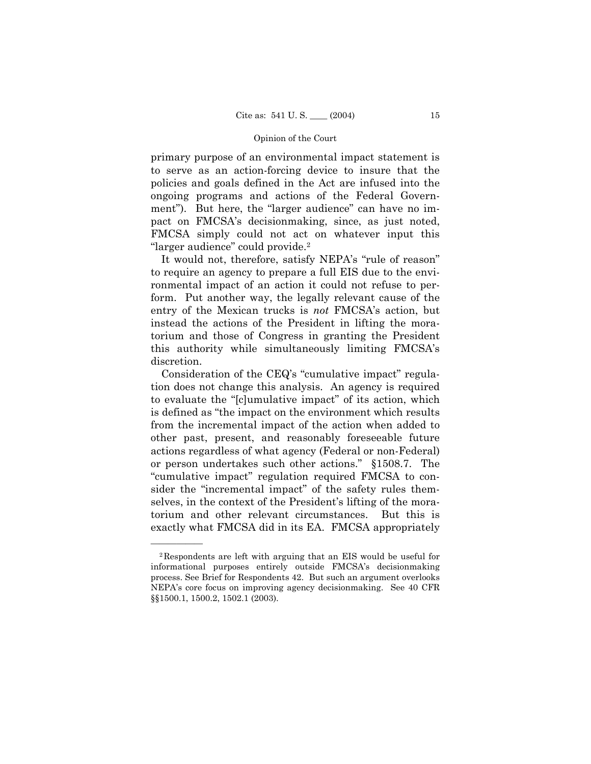primary purpose of an environmental impact statement is to serve as an action-forcing device to insure that the policies and goals defined in the Act are infused into the ongoing programs and actions of the Federal Government"). But here, the "larger audience" can have no impact on FMCSA's decisionmaking, since, as just noted, FMCSA simply could not act on whatever input this "larger audience" could provide.[2]

It would not, therefore, satisfy NEPA's "rule of reason" to require an agency to prepare a full EIS due to the environmental impact of an action it could not refuse to perform. Put another way, the legally relevant cause of the entry of the Mexican trucks is *not* FMCSA's action, but instead the actions of the President in lifting the moratorium and those of Congress in granting the President this authority while simultaneously limiting FMCSA's discretion.

Consideration of the CEQ's "cumulative impact" regulation does not change this analysis. An agency is required to evaluate the "[c]umulative impact" of its action, which is defined as "the impact on the environment which results from the incremental impact of the action when added to other past, present, and reasonably foreseeable future actions regardless of what agency (Federal or non-Federal) or person undertakes such other actions." §1508.7. The "cumulative impact" regulation required FMCSA to consider the "incremental impact" of the safety rules themselves, in the context of the President's lifting of the moratorium and other relevant circumstances. But this is exactly what FMCSA did in its EA. FMCSA appropriately

---

[2] Respondents are left with arguing that an EIS would be useful for informational purposes entirely outside FMCSA's decisionmaking process. See Brief for Respondents 42. But such an argument overlooks NEPA's core focus on improving agency decisionmaking. See 40 CFR §§1500.1, 1500.2, 1502.1 (2003).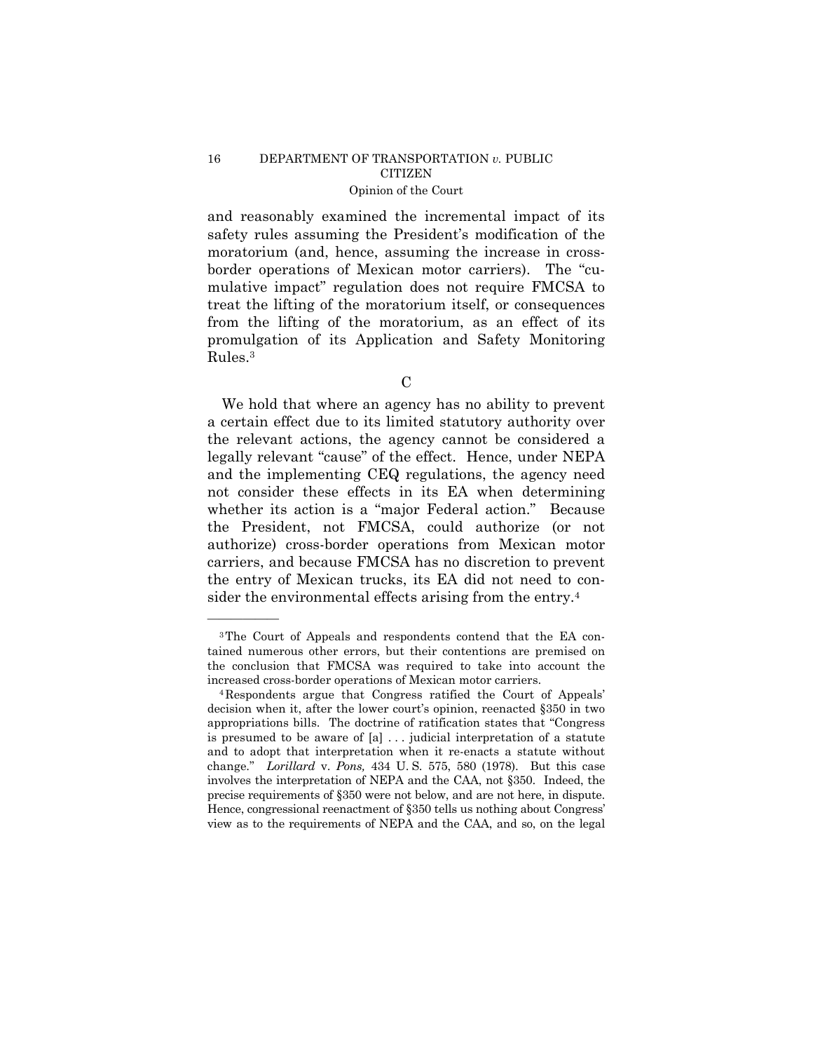and reasonably examined the incremental impact of its safety rules assuming the President's modification of the moratorium (and, hence, assuming the increase in cross-border operations of Mexican motor carriers). The "cumulative impact" regulation does not require FMCSA to treat the lifting of the moratorium itself, or consequences from the lifting of the moratorium, as an effect of its promulgation of its Application and Safety Monitoring Rules.[3]

### C

We hold that where an agency has no ability to prevent a certain effect due to its limited statutory authority over the relevant actions, the agency cannot be considered a legally relevant "cause" of the effect. Hence, under NEPA and the implementing CEQ regulations, the agency need not consider these effects in its EA when determining whether its action is a "major Federal action." Because the President, not FMCSA, could authorize (or not authorize) cross-border operations from Mexican motor carriers, and because FMCSA has no discretion to prevent the entry of Mexican trucks, its EA did not need to consider the environmental effects arising from the entry.[4]

---

[3] The Court of Appeals and respondents contend that the EA contained numerous other errors, but their contentions are premised on the conclusion that FMCSA was required to take into account the increased cross-border operations of Mexican motor carriers.

[4] Respondents argue that Congress ratified the Court of Appeals' decision when it, after the lower court's opinion, reenacted §350 in two appropriations bills. The doctrine of ratification states that "Congress is presumed to be aware of [a] . . . judicial interpretation of a statute and to adopt that interpretation when it re-enacts a statute without change." *Lorillard* v. *Pons,* 434 U. S. 575, 580 (1978). But this case involves the interpretation of NEPA and the CAA, not §350. Indeed, the precise requirements of §350 were not below, and are not here, in dispute. Hence, congressional reenactment of §350 tells us nothing about Congress' view as to the requirements of NEPA and the CAA, and so, on the legal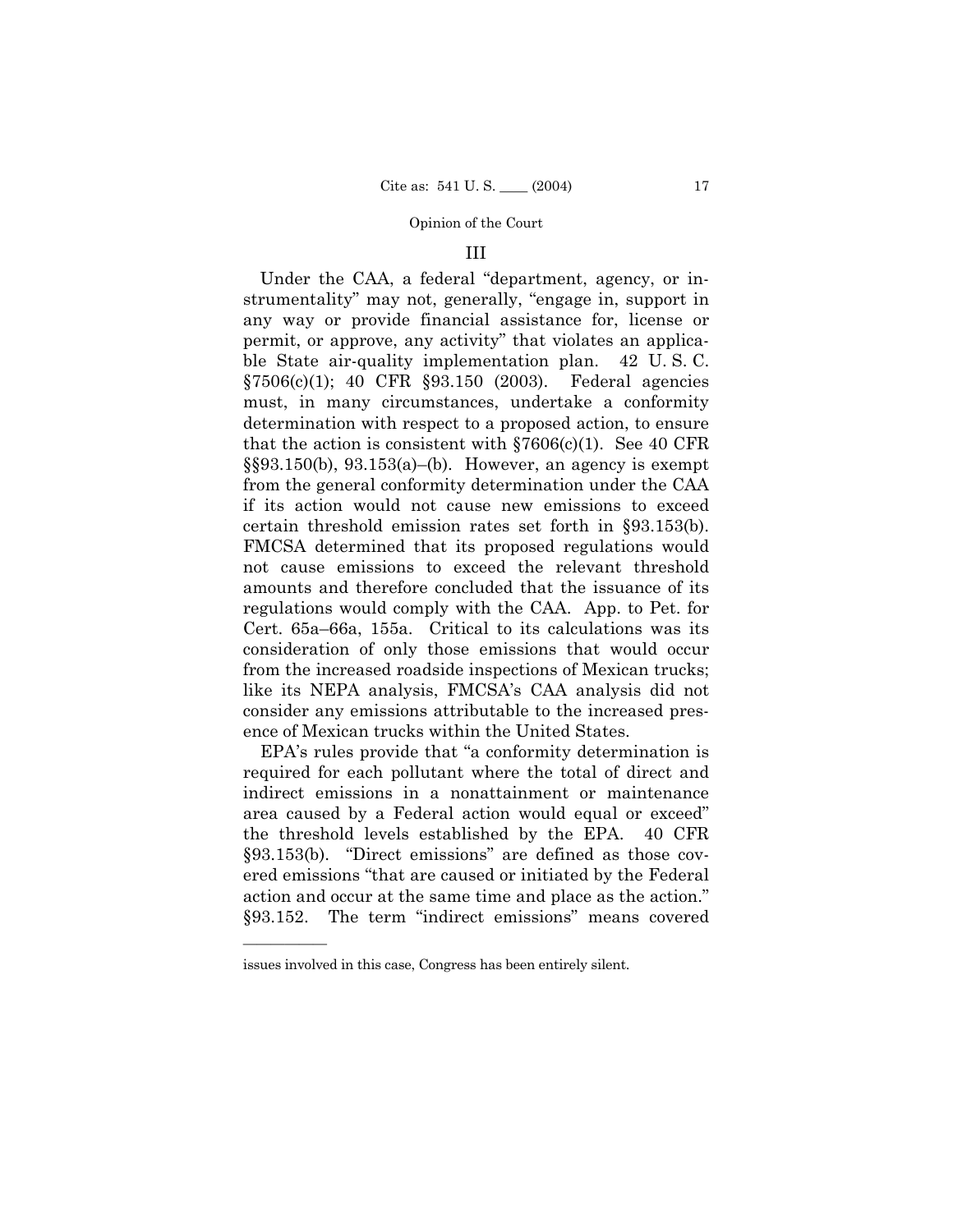### III

Under the CAA, a federal "department, agency, or instrumentality" may not, generally, "engage in, support in any way or provide financial assistance for, license or permit, or approve, any activity" that violates an applicable State air-quality implementation plan. 42 U. S. C. §7506(c)(1); 40 CFR §93.150 (2003). Federal agencies must, in many circumstances, undertake a conformity determination with respect to a proposed action, to ensure that the action is consistent with §7606(c)(1). See 40 CFR §§93.150(b), 93.153(a)–(b). However, an agency is exempt from the general conformity determination under the CAA if its action would not cause new emissions to exceed certain threshold emission rates set forth in §93.153(b). FMCSA determined that its proposed regulations would not cause emissions to exceed the relevant threshold amounts and therefore concluded that the issuance of its regulations would comply with the CAA. App. to Pet. for Cert. 65a–66a, 155a. Critical to its calculations was its consideration of only those emissions that would occur from the increased roadside inspections of Mexican trucks; like its NEPA analysis, FMCSA's CAA analysis did not consider any emissions attributable to the increased presence of Mexican trucks within the United States.

EPA's rules provide that "a conformity determination is required for each pollutant where the total of direct and indirect emissions in a nonattainment or maintenance area caused by a Federal action would equal or exceed" the threshold levels established by the EPA. 40 CFR §93.153(b). "Direct emissions" are defined as those covered emissions "that are caused or initiated by the Federal action and occur at the same time and place as the action." §93.152. The term "indirect emissions" means covered

---

issues involved in this case, Congress has been entirely silent.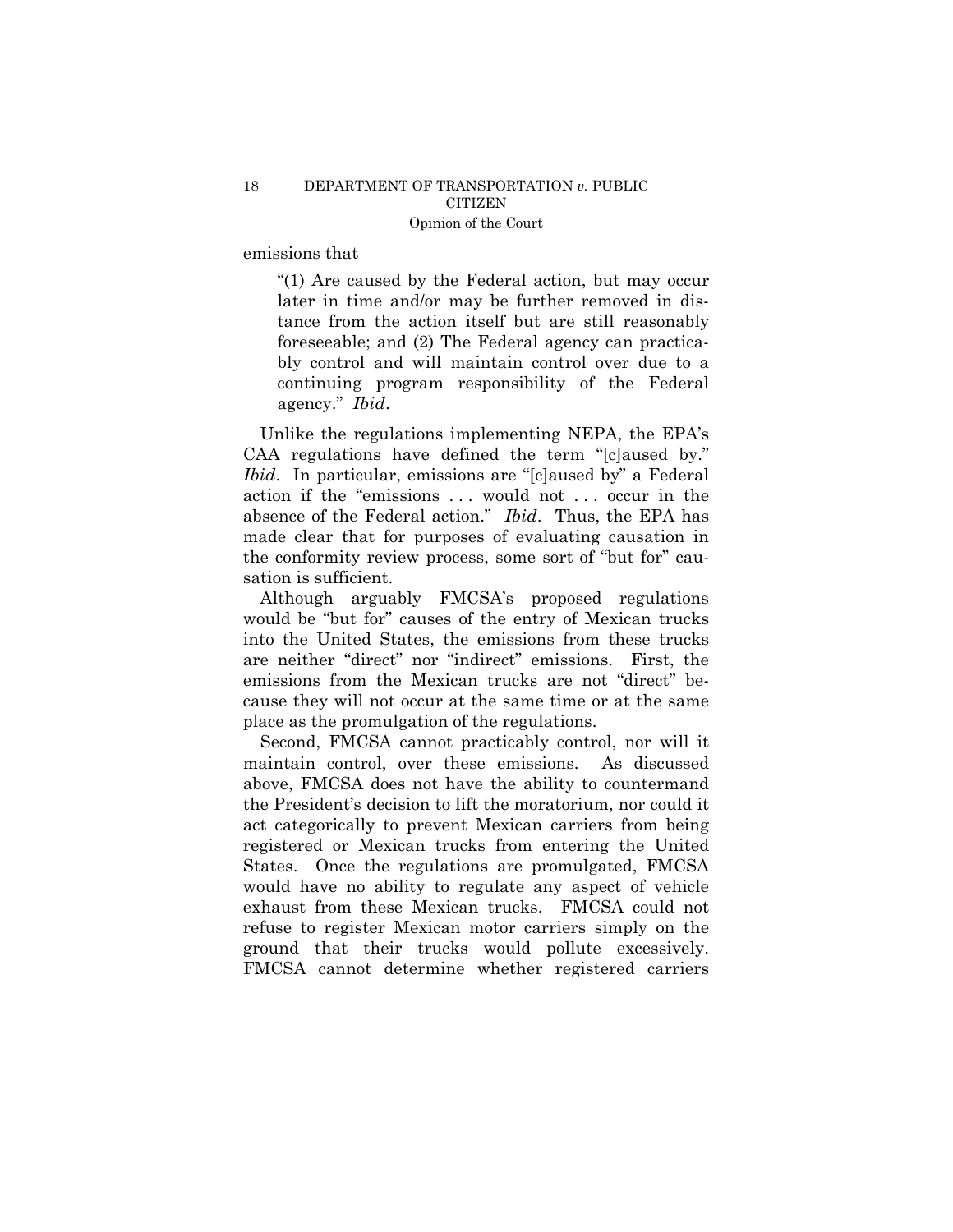emissions that

> "(1) Are caused by the Federal action, but may occur later in time and/or may be further removed in distance from the action itself but are still reasonably foreseeable; and (2) The Federal agency can practicably control and will maintain control over due to a continuing program responsibility of the Federal agency." *Ibid*.

Unlike the regulations implementing NEPA, the EPA's CAA regulations have defined the term "[c]aused by." *Ibid*. In particular, emissions are "[c]aused by" a Federal action if the "emissions . . . would not . . . occur in the absence of the Federal action." *Ibid*. Thus, the EPA has made clear that for purposes of evaluating causation in the conformity review process, some sort of "but for" causation is sufficient.

Although arguably FMCSA's proposed regulations would be "but for" causes of the entry of Mexican trucks into the United States, the emissions from these trucks are neither "direct" nor "indirect" emissions. First, the emissions from the Mexican trucks are not "direct" because they will not occur at the same time or at the same place as the promulgation of the regulations.

Second, FMCSA cannot practicably control, nor will it maintain control, over these emissions. As discussed above, FMCSA does not have the ability to countermand the President's decision to lift the moratorium, nor could it act categorically to prevent Mexican carriers from being registered or Mexican trucks from entering the United States. Once the regulations are promulgated, FMCSA would have no ability to regulate any aspect of vehicle exhaust from these Mexican trucks. FMCSA could not refuse to register Mexican motor carriers simply on the ground that their trucks would pollute excessively. FMCSA cannot determine whether registered carriers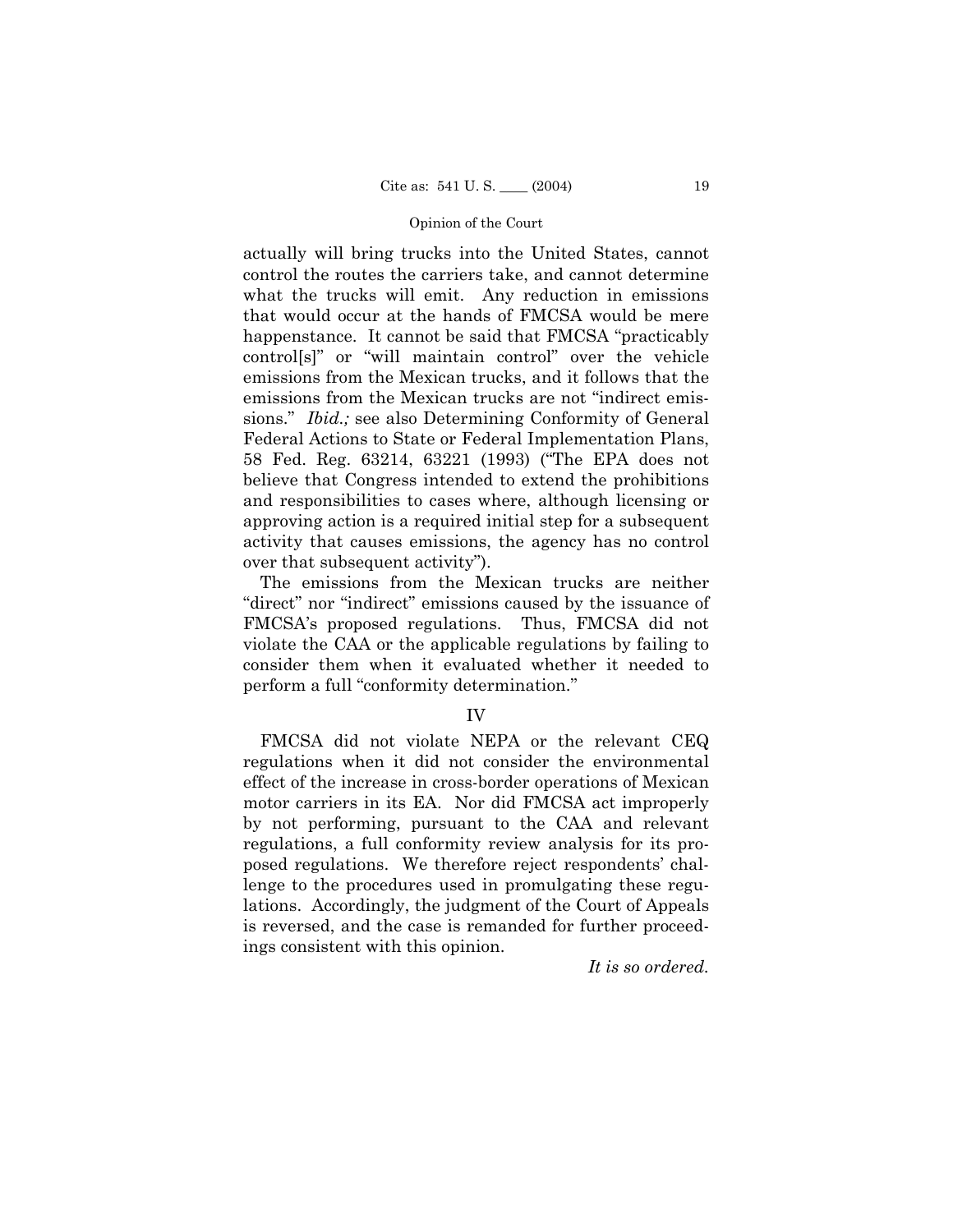actually will bring trucks into the United States, cannot control the routes the carriers take, and cannot determine what the trucks will emit. Any reduction in emissions that would occur at the hands of FMCSA would be mere happenstance. It cannot be said that FMCSA "practicably control[s]" or "will maintain control" over the vehicle emissions from the Mexican trucks, and it follows that the emissions from the Mexican trucks are not "indirect emissions." *Ibid.;* see also Determining Conformity of General Federal Actions to State or Federal Implementation Plans, 58 Fed. Reg. 63214, 63221 (1993) ("The EPA does not believe that Congress intended to extend the prohibitions and responsibilities to cases where, although licensing or approving action is a required initial step for a subsequent activity that causes emissions, the agency has no control over that subsequent activity").

The emissions from the Mexican trucks are neither "direct" nor "indirect" emissions caused by the issuance of FMCSA's proposed regulations. Thus, FMCSA did not violate the CAA or the applicable regulations by failing to consider them when it evaluated whether it needed to perform a full "conformity determination."

## IV

FMCSA did not violate NEPA or the relevant CEQ regulations when it did not consider the environmental effect of the increase in cross-border operations of Mexican motor carriers in its EA. Nor did FMCSA act improperly by not performing, pursuant to the CAA and relevant regulations, a full conformity review analysis for its proposed regulations. We therefore reject respondents' challenge to the procedures used in promulgating these regulations. Accordingly, the judgment of the Court of Appeals is reversed, and the case is remanded for further proceedings consistent with this opinion.

*It is so ordered.*